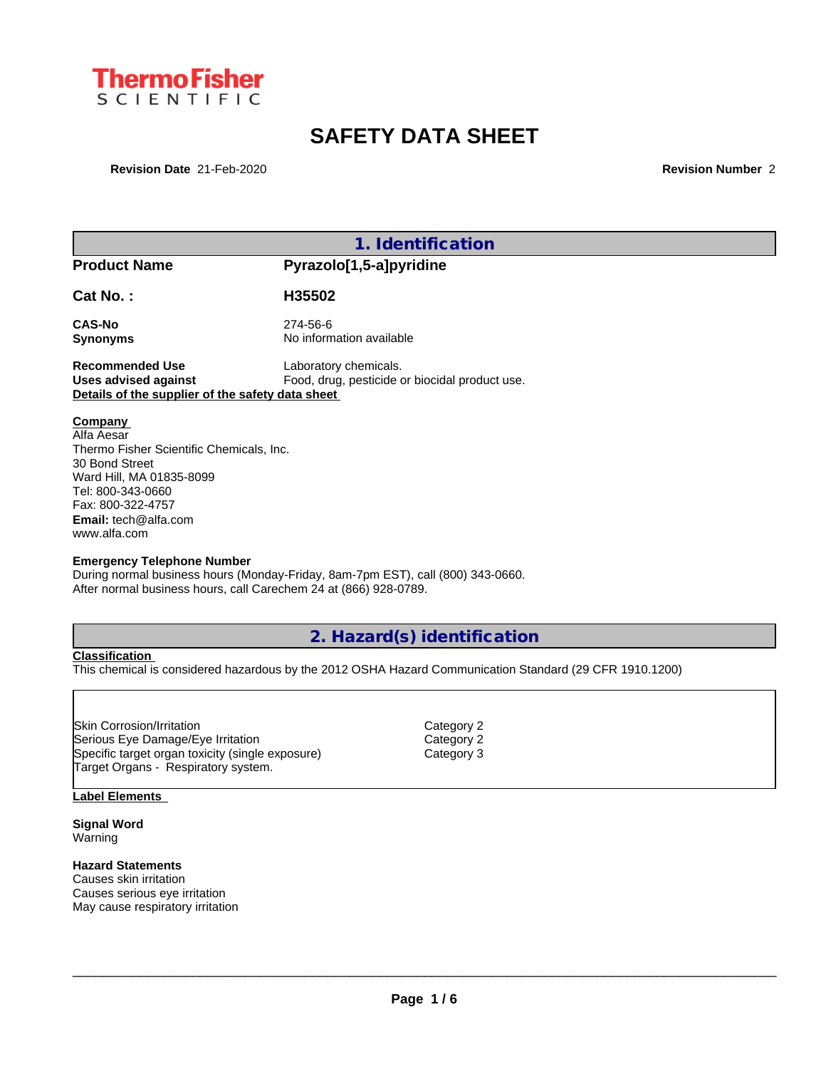Thermo Fisher SCIENTIFIC

# SAFETY DATA SHEET

**Revision Date** 21-Feb-2020 **Revision Number** 2

## 1. Identification

| | |
|---|---|
| **Product Name** | **Pyrazolo[1,5-a]pyridine** |
| **Cat No. :** | **H35502** |
| **CAS-No** | 274-56-6 |
| **Synonyms** | No information available |
| **Recommended Use** | Laboratory chemicals. |
| **Uses advised against** | Food, drug, pesticide or biocidal product use. |

**Details of the supplier of the safety data sheet**

**Company**
Alfa Aesar
Thermo Fisher Scientific Chemicals, Inc.
30 Bond Street
Ward Hill, MA 01835-8099
Tel: 800-343-0660
Fax: 800-322-4757
**Email:** tech@alfa.com
www.alfa.com

**Emergency Telephone Number**
During normal business hours (Monday-Friday, 8am-7pm EST), call (800) 343-0660.
After normal business hours, call Carechem 24 at (866) 928-0789.

## 2. Hazard(s) identification

**Classification**
This chemical is considered hazardous by the 2012 OSHA Hazard Communication Standard (29 CFR 1910.1200)

| | |
|---|---|
| Skin Corrosion/Irritation | Category 2 |
| Serious Eye Damage/Eye Irritation | Category 2 |
| Specific target organ toxicity (single exposure) | Category 3 |
| Target Organs - Respiratory system. | |

**Label Elements**

**Signal Word**
Warning

**Hazard Statements**
Causes skin irritation
Causes serious eye irritation
May cause respiratory irritation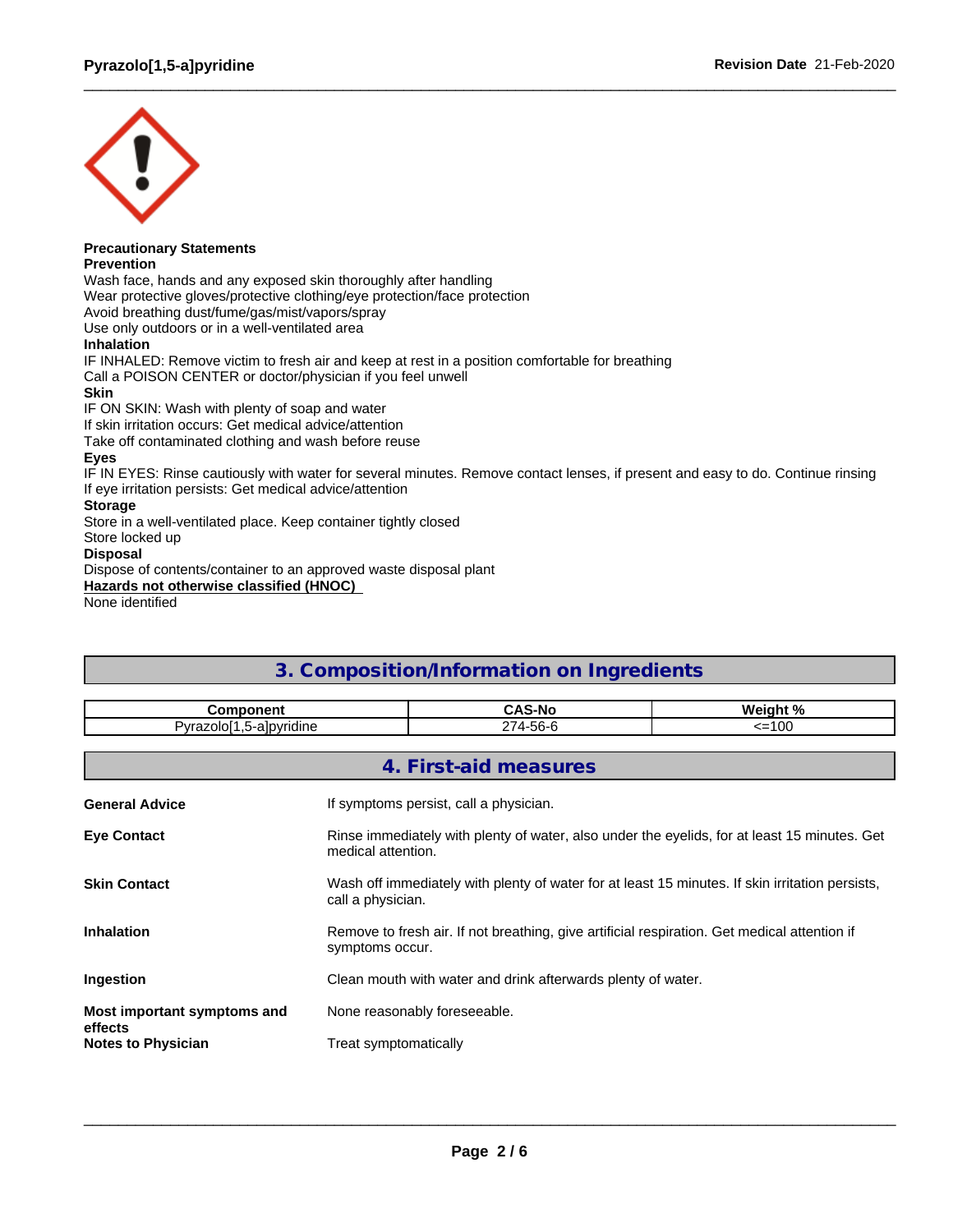**Precautionary Statements**

**Prevention**

Wash face, hands and any exposed skin thoroughly after handling
Wear protective gloves/protective clothing/eye protection/face protection
Avoid breathing dust/fume/gas/mist/vapors/spray
Use only outdoors or in a well-ventilated area

**Inhalation**

IF INHALED: Remove victim to fresh air and keep at rest in a position comfortable for breathing
Call a POISON CENTER or doctor/physician if you feel unwell

**Skin**

IF ON SKIN: Wash with plenty of soap and water
If skin irritation occurs: Get medical advice/attention
Take off contaminated clothing and wash before reuse

**Eyes**

IF IN EYES: Rinse cautiously with water for several minutes. Remove contact lenses, if present and easy to do. Continue rinsing
If eye irritation persists: Get medical advice/attention

**Storage**

Store in a well-ventilated place. Keep container tightly closed
Store locked up

**Disposal**

Dispose of contents/container to an approved waste disposal plant

**Hazards not otherwise classified (HNOC)**

None identified

## 3. Composition/Information on Ingredients

| Component | CAS-No | Weight % |
|---|---|---|
| Pyrazolo[1,5-a]pyridine | 274-56-6 | <=100 |

## 4. First-aid measures

**General Advice** If symptoms persist, call a physician.

**Eye Contact** Rinse immediately with plenty of water, also under the eyelids, for at least 15 minutes. Get medical attention.

**Skin Contact** Wash off immediately with plenty of water for at least 15 minutes. If skin irritation persists, call a physician.

**Inhalation** Remove to fresh air. If not breathing, give artificial respiration. Get medical attention if symptoms occur.

**Ingestion** Clean mouth with water and drink afterwards plenty of water.

**Most important symptoms and effects** None reasonably foreseeable.

**Notes to Physician** Treat symptomatically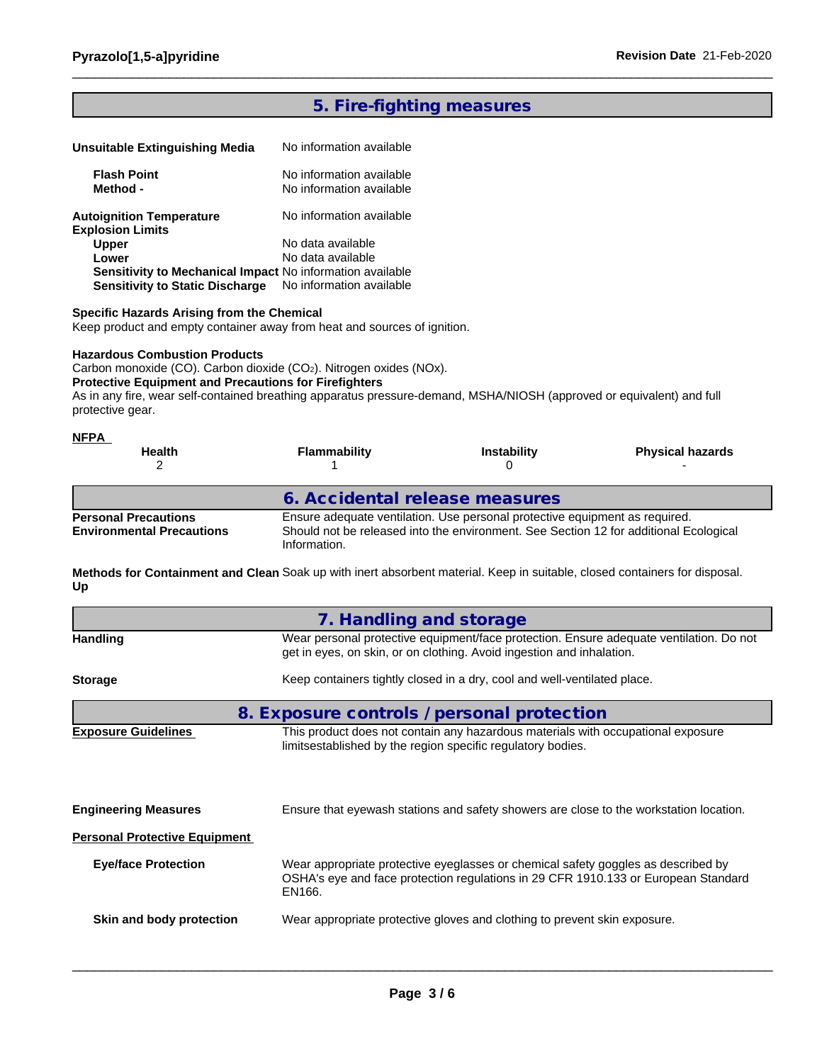## 5. Fire-fighting measures

**Unsuitable Extinguishing Media** No information available

**Flash Point** No information available
**Method -** No information available

**Autoignition Temperature** No information available
**Explosion Limits**
**Upper** No data available
**Lower** No data available
**Sensitivity to Mechanical Impact** No information available
**Sensitivity to Static Discharge** No information available

**Specific Hazards Arising from the Chemical**
Keep product and empty container away from heat and sources of ignition.

**Hazardous Combustion Products**
Carbon monoxide (CO). Carbon dioxide ($CO_2$). Nitrogen oxides (NOx).
**Protective Equipment and Precautions for Firefighters**
As in any fire, wear self-contained breathing apparatus pressure-demand, MSHA/NIOSH (approved or equivalent) and full protective gear.

**NFPA**

| Health | Flammability | Instability | Physical hazards |
|---|---|---|---|
| 2 | 1 | 0 | - |

## 6. Accidental release measures

**Personal Precautions** Ensure adequate ventilation. Use personal protective equipment as required.
**Environmental Precautions** Should not be released into the environment. See Section 12 for additional Ecological Information.

**Methods for Containment and Clean Up** Soak up with inert absorbent material. Keep in suitable, closed containers for disposal.

## 7. Handling and storage

**Handling** Wear personal protective equipment/face protection. Ensure adequate ventilation. Do not get in eyes, on skin, or on clothing. Avoid ingestion and inhalation.

**Storage** Keep containers tightly closed in a dry, cool and well-ventilated place.

## 8. Exposure controls / personal protection

**Exposure Guidelines** This product does not contain any hazardous materials with occupational exposure limitsestablished by the region specific regulatory bodies.

**Engineering Measures** Ensure that eyewash stations and safety showers are close to the workstation location.

**Personal Protective Equipment**

**Eye/face Protection** Wear appropriate protective eyeglasses or chemical safety goggles as described by OSHA's eye and face protection regulations in 29 CFR 1910.133 or European Standard EN166.

**Skin and body protection** Wear appropriate protective gloves and clothing to prevent skin exposure.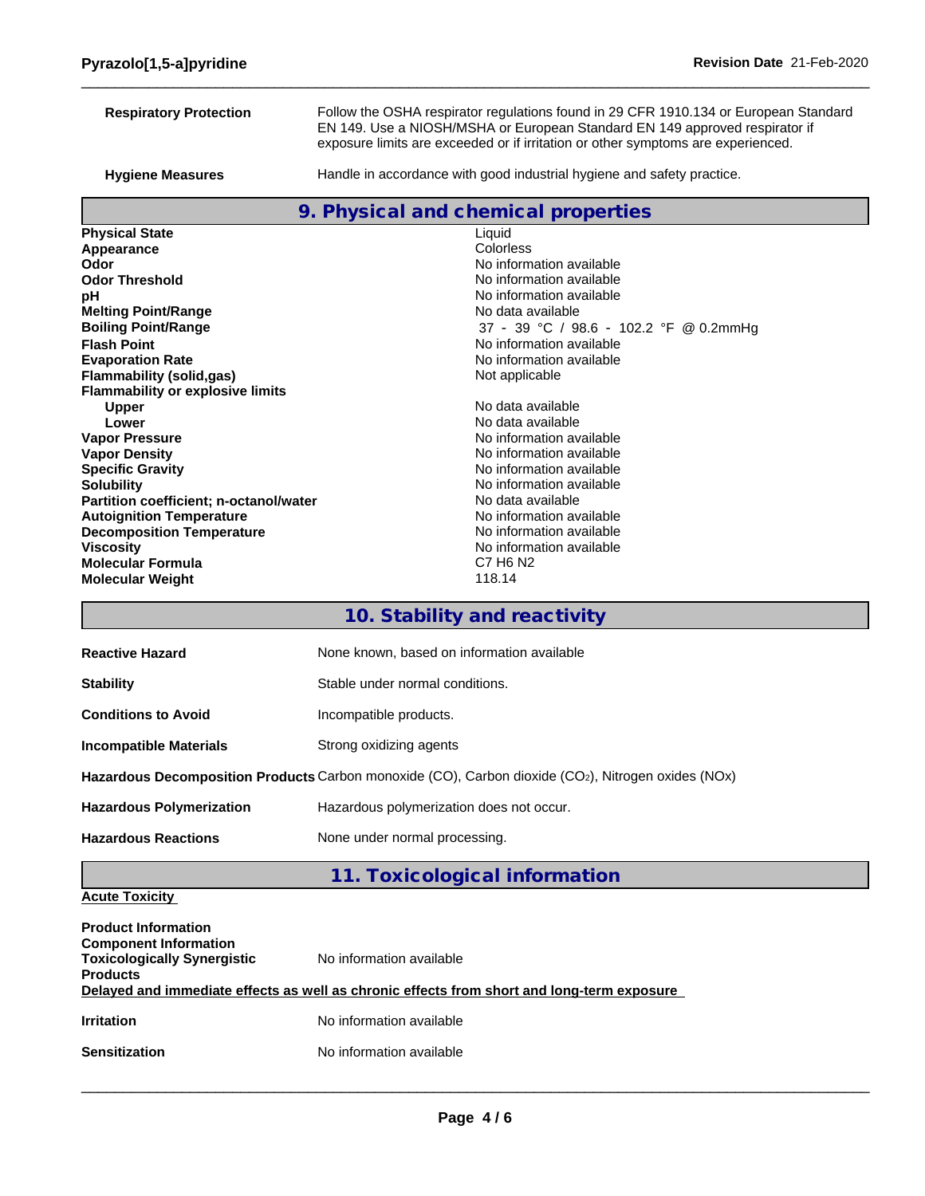| | |
|---|---|
| **Respiratory Protection** | Follow the OSHA respirator regulations found in 29 CFR 1910.134 or European Standard EN 149. Use a NIOSH/MSHA or European Standard EN 149 approved respirator if exposure limits are exceeded or if irritation or other symptoms are experienced. |
| **Hygiene Measures** | Handle in accordance with good industrial hygiene and safety practice. |

## 9. Physical and chemical properties

| | |
|---|---|
| **Physical State** | Liquid |
| **Appearance** | Colorless |
| **Odor** | No information available |
| **Odor Threshold** | No information available |
| **pH** | No information available |
| **Melting Point/Range** | No data available |
| **Boiling Point/Range** | 37 - 39 °C / 98.6 - 102.2 °F @ 0.2mmHg |
| **Flash Point** | No information available |
| **Evaporation Rate** | No information available |
| **Flammability (solid,gas)** | Not applicable |
| **Flammability or explosive limits** | |
| **Upper** | No data available |
| **Lower** | No data available |
| **Vapor Pressure** | No information available |
| **Vapor Density** | No information available |
| **Specific Gravity** | No information available |
| **Solubility** | No information available |
| **Partition coefficient; n-octanol/water** | No data available |
| **Autoignition Temperature** | No information available |
| **Decomposition Temperature** | No information available |
| **Viscosity** | No information available |
| **Molecular Formula** | C7 H6 N2 |
| **Molecular Weight** | 118.14 |

## 10. Stability and reactivity

| | |
|---|---|
| **Reactive Hazard** | None known, based on information available |
| **Stability** | Stable under normal conditions. |
| **Conditions to Avoid** | Incompatible products. |
| **Incompatible Materials** | Strong oxidizing agents |
| **Hazardous Decomposition Products** | Carbon monoxide (CO), Carbon dioxide ($CO_2$), Nitrogen oxides (NOx) |
| **Hazardous Polymerization** | Hazardous polymerization does not occur. |
| **Hazardous Reactions** | None under normal processing. |

## 11. Toxicological information

**Acute Toxicity**

**Product Information**
**Component Information**

| | |
|---|---|
| **Toxicologically Synergistic Products** | No information available |

**Delayed and immediate effects as well as chronic effects from short and long-term exposure**

| | |
|---|---|
| **Irritation** | No information available |
| **Sensitization** | No information available |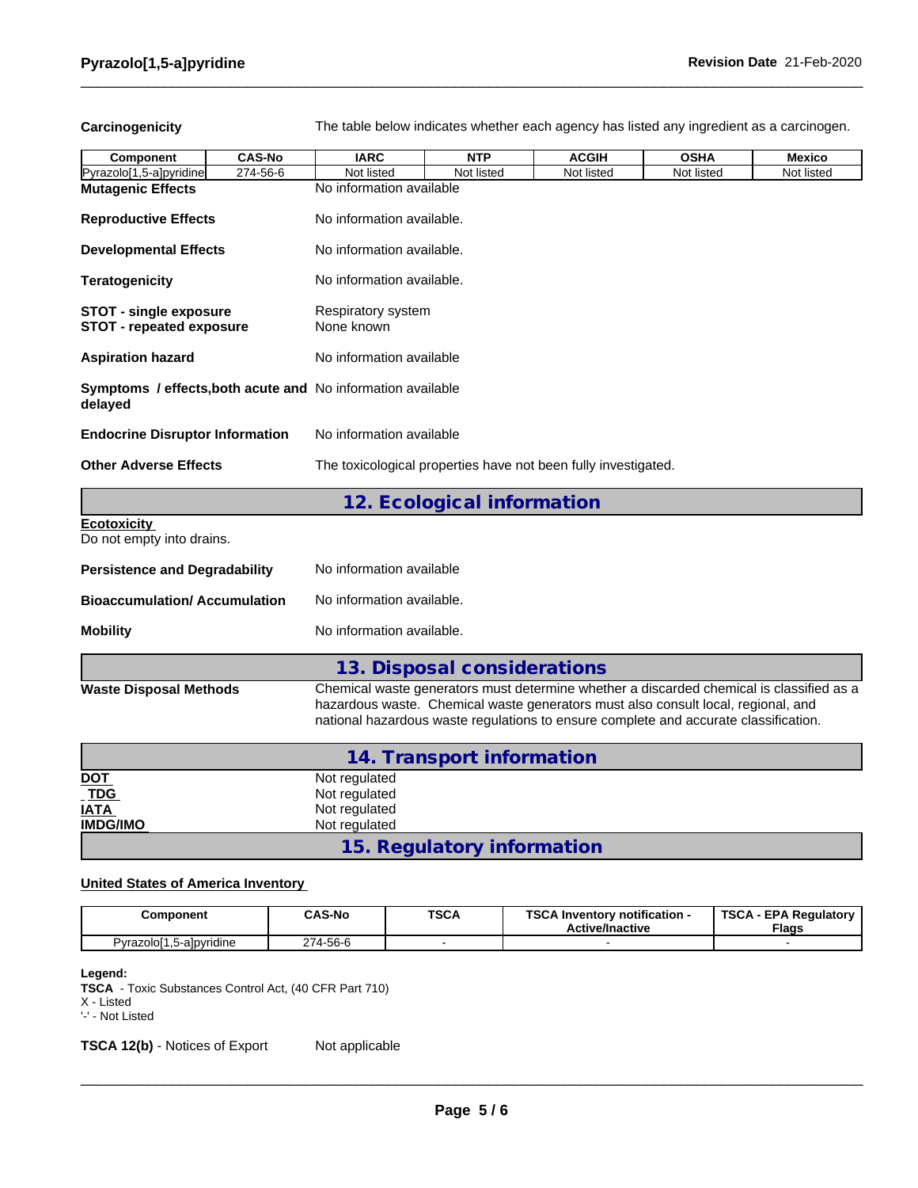**Carcinogenicity** The table below indicates whether each agency has listed any ingredient as a carcinogen.

| Component | CAS-No | IARC | NTP | ACGIH | OSHA | Mexico |
|---|---|---|---|---|---|---|
| Pyrazolo[1,5-a]pyridine | 274-56-6 | Not listed | Not listed | Not listed | Not listed | Not listed |

**Mutagenic Effects** No information available

**Reproductive Effects** No information available.

**Developmental Effects** No information available.

**Teratogenicity** No information available.

**STOT - single exposure** Respiratory system
**STOT - repeated exposure** None known

**Aspiration hazard** No information available

**Symptoms / effects,both acute and delayed** No information available

**Endocrine Disruptor Information** No information available

**Other Adverse Effects** The toxicological properties have not been fully investigated.

## 12. Ecological information

**Ecotoxicity**
Do not empty into drains.

**Persistence and Degradability** No information available

**Bioaccumulation/ Accumulation** No information available.

**Mobility** No information available.

## 13. Disposal considerations

**Waste Disposal Methods** Chemical waste generators must determine whether a discarded chemical is classified as a hazardous waste. Chemical waste generators must also consult local, regional, and national hazardous waste regulations to ensure complete and accurate classification.

## 14. Transport information

**DOT** Not regulated
**TDG** Not regulated
**IATA** Not regulated
**IMDG/IMO** Not regulated

## 15. Regulatory information

**United States of America Inventory**

| Component | CAS-No | TSCA | TSCA Inventory notification - Active/Inactive | TSCA - EPA Regulatory Flags |
|---|---|---|---|---|
| Pyrazolo[1,5-a]pyridine | 274-56-6 | - | - | - |

**Legend:**
**TSCA** - Toxic Substances Control Act, (40 CFR Part 710)
X - Listed
'-' - Not Listed

**TSCA 12(b)** - Notices of Export Not applicable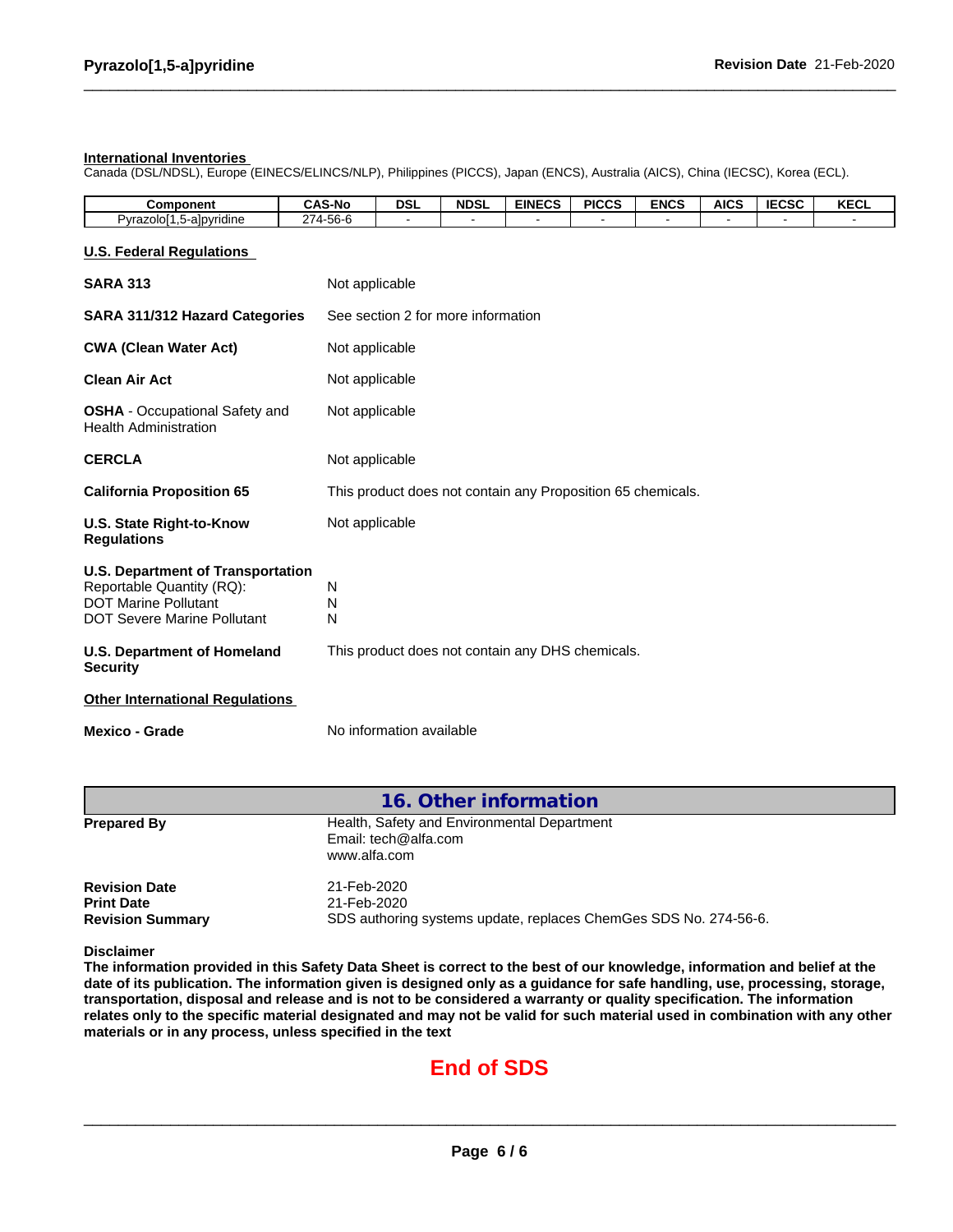### International Inventories

Canada (DSL/NDSL), Europe (EINECS/ELINCS/NLP), Philippines (PICCS), Japan (ENCS), Australia (AICS), China (IECSC), Korea (ECL).

| Component | CAS-No | DSL | NDSL | EINECS | PICCS | ENCS | AICS | IECSC | KECL |
|---|---|---|---|---|---|---|---|---|---|
| Pyrazolo[1,5-a]pyridine | 274-56-6 | - | - | - | - | - | - | - | - |

### U.S. Federal Regulations

**SARA 313** Not applicable

**SARA 311/312 Hazard Categories** See section 2 for more information

**CWA (Clean Water Act)** Not applicable

**Clean Air Act** Not applicable

**OSHA** - Occupational Safety and Health Administration Not applicable

**CERCLA** Not applicable

**California Proposition 65** This product does not contain any Proposition 65 chemicals.

**U.S. State Right-to-Know Regulations** Not applicable

**U.S. Department of Transportation**
Reportable Quantity (RQ): N
DOT Marine Pollutant N
DOT Severe Marine Pollutant N

**U.S. Department of Homeland Security** This product does not contain any DHS chemicals.

### Other International Regulations

**Mexico - Grade** No information available

## 16. Other information

**Prepared By** Health, Safety and Environmental Department
Email: tech@alfa.com
www.alfa.com

**Revision Date** 21-Feb-2020
**Print Date** 21-Feb-2020
**Revision Summary** SDS authoring systems update, replaces ChemGes SDS No. 274-56-6.

**Disclaimer**
**The information provided in this Safety Data Sheet is correct to the best of our knowledge, information and belief at the date of its publication. The information given is designed only as a guidance for safe handling, use, processing, storage, transportation, disposal and release and is not to be considered a warranty or quality specification. The information relates only to the specific material designated and may not be valid for such material used in combination with any other materials or in any process, unless specified in the text**

**End of SDS**